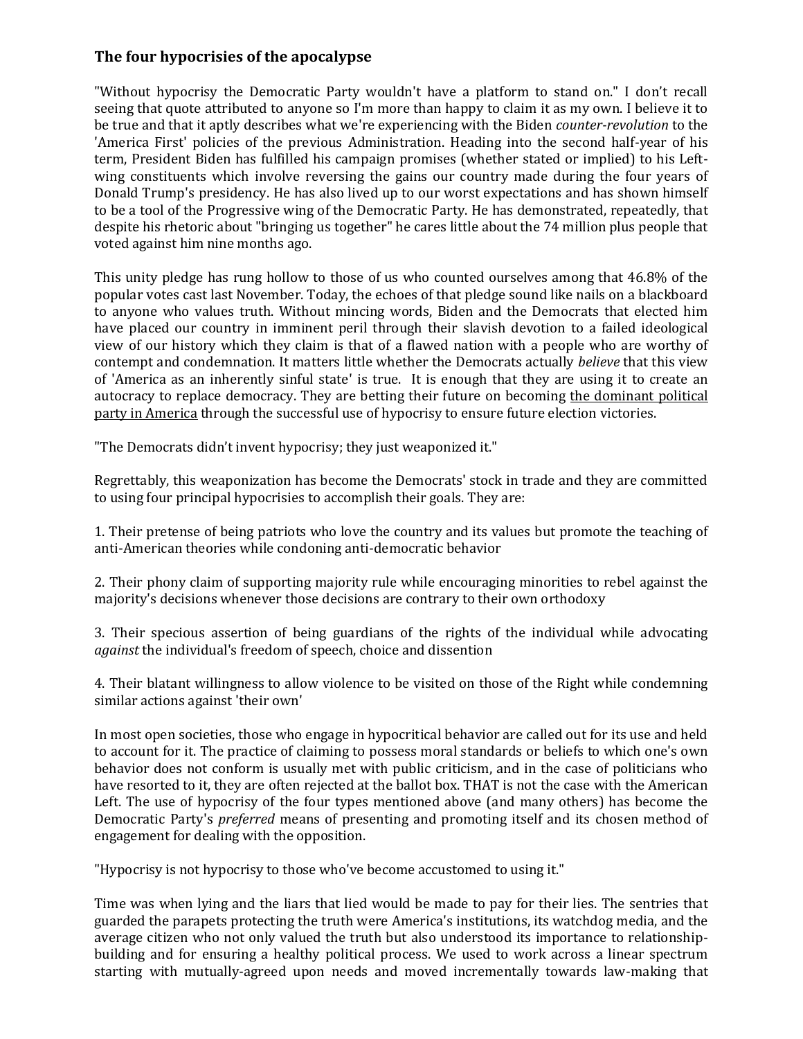### The four hypocrisies of the apocalypse

"Without hypocrisy the Democratic Party wouldn't have a platform to stand on." I don't recall seeing that quote attributed to anyone so I'm more than happy to claim it as my own. I believe it to be true and that it aptly describes what we're experiencing with the Biden *counter-revolution* to the 'America First' policies of the previous Administration. Heading into the second half-year of his term, President Biden has fulfilled his campaign promises (whether stated or implied) to his Left-wing constituents which involve reversing the gains our country made during the four years of Donald Trump's presidency. He has also lived up to our worst expectations and has shown himself to be a tool of the Progressive wing of the Democratic Party. He has demonstrated, repeatedly, that despite his rhetoric about "bringing us together" he cares little about the 74 million plus people that voted against him nine months ago.

This unity pledge has rung hollow to those of us who counted ourselves among that 46.8% of the popular votes cast last November. Today, the echoes of that pledge sound like nails on a blackboard to anyone who values truth. Without mincing words, Biden and the Democrats that elected him have placed our country in imminent peril through their slavish devotion to a failed ideological view of our history which they claim is that of a flawed nation with a people who are worthy of contempt and condemnation. It matters little whether the Democrats actually *believe* that this view of 'America as an inherently sinful state' is true. It is enough that they are using it to create an autocracy to replace democracy. They are betting their future on becoming <u>the dominant political party in America</u> through the successful use of hypocrisy to ensure future election victories.

"The Democrats didn't invent hypocrisy; they just weaponized it."

Regrettably, this weaponization has become the Democrats' stock in trade and they are committed to using four principal hypocrisies to accomplish their goals. They are:

1. Their pretense of being patriots who love the country and its values but promote the teaching of anti-American theories while condoning anti-democratic behavior

2. Their phony claim of supporting majority rule while encouraging minorities to rebel against the majority's decisions whenever those decisions are contrary to their own orthodoxy

3. Their specious assertion of being guardians of the rights of the individual while advocating *against* the individual's freedom of speech, choice and dissention

4. Their blatant willingness to allow violence to be visited on those of the Right while condemning similar actions against 'their own'

In most open societies, those who engage in hypocritical behavior are called out for its use and held to account for it. The practice of claiming to possess moral standards or beliefs to which one's own behavior does not conform is usually met with public criticism, and in the case of politicians who have resorted to it, they are often rejected at the ballot box. THAT is not the case with the American Left. The use of hypocrisy of the four types mentioned above (and many others) has become the Democratic Party's *preferred* means of presenting and promoting itself and its chosen method of engagement for dealing with the opposition.

"Hypocrisy is not hypocrisy to those who've become accustomed to using it."

Time was when lying and the liars that lied would be made to pay for their lies. The sentries that guarded the parapets protecting the truth were America's institutions, its watchdog media, and the average citizen who not only valued the truth but also understood its importance to relationship-building and for ensuring a healthy political process. We used to work across a linear spectrum starting with mutually-agreed upon needs and moved incrementally towards law-making that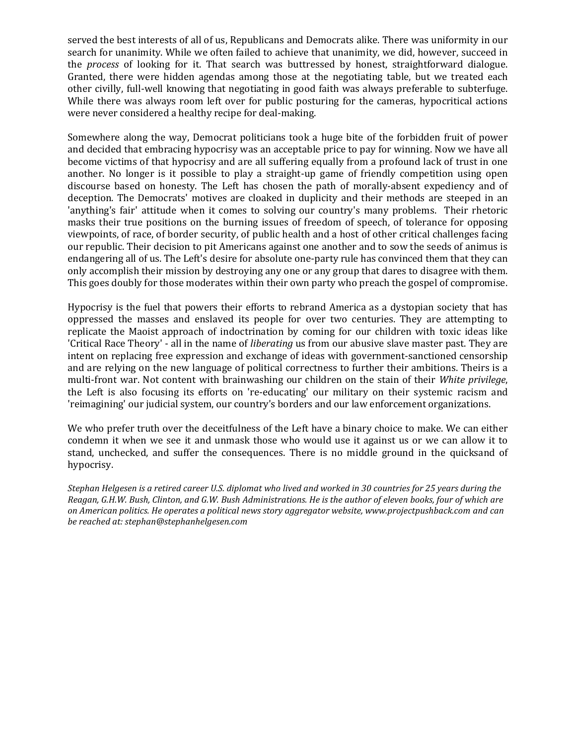served the best interests of all of us, Republicans and Democrats alike. There was uniformity in our search for unanimity. While we often failed to achieve that unanimity, we did, however, succeed in the *process* of looking for it. That search was buttressed by honest, straightforward dialogue. Granted, there were hidden agendas among those at the negotiating table, but we treated each other civilly, full-well knowing that negotiating in good faith was always preferable to subterfuge. While there was always room left over for public posturing for the cameras, hypocritical actions were never considered a healthy recipe for deal-making.

Somewhere along the way, Democrat politicians took a huge bite of the forbidden fruit of power and decided that embracing hypocrisy was an acceptable price to pay for winning. Now we have all become victims of that hypocrisy and are all suffering equally from a profound lack of trust in one another. No longer is it possible to play a straight-up game of friendly competition using open discourse based on honesty. The Left has chosen the path of morally-absent expediency and of deception. The Democrats' motives are cloaked in duplicity and their methods are steeped in an 'anything's fair' attitude when it comes to solving our country's many problems. Their rhetoric masks their true positions on the burning issues of freedom of speech, of tolerance for opposing viewpoints, of race, of border security, of public health and a host of other critical challenges facing our republic. Their decision to pit Americans against one another and to sow the seeds of animus is endangering all of us. The Left's desire for absolute one-party rule has convinced them that they can only accomplish their mission by destroying any one or any group that dares to disagree with them. This goes doubly for those moderates within their own party who preach the gospel of compromise.

Hypocrisy is the fuel that powers their efforts to rebrand America as a dystopian society that has oppressed the masses and enslaved its people for over two centuries. They are attempting to replicate the Maoist approach of indoctrination by coming for our children with toxic ideas like 'Critical Race Theory' - all in the name of *liberating* us from our abusive slave master past. They are intent on replacing free expression and exchange of ideas with government-sanctioned censorship and are relying on the new language of political correctness to further their ambitions. Theirs is a multi-front war. Not content with brainwashing our children on the stain of their *White privilege*, the Left is also focusing its efforts on 're-educating' our military on their systemic racism and 'reimagining' our judicial system, our country's borders and our law enforcement organizations.

We who prefer truth over the deceitfulness of the Left have a binary choice to make. We can either condemn it when we see it and unmask those who would use it against us or we can allow it to stand, unchecked, and suffer the consequences. There is no middle ground in the quicksand of hypocrisy.

*Stephan Helgesen is a retired career U.S. diplomat who lived and worked in 30 countries for 25 years during the Reagan, G.H.W. Bush, Clinton, and G.W. Bush Administrations. He is the author of eleven books, four of which are on American politics. He operates a political news story aggregator website, www.projectpushback.com and can be reached at: stephan@stephanhelgesen.com*